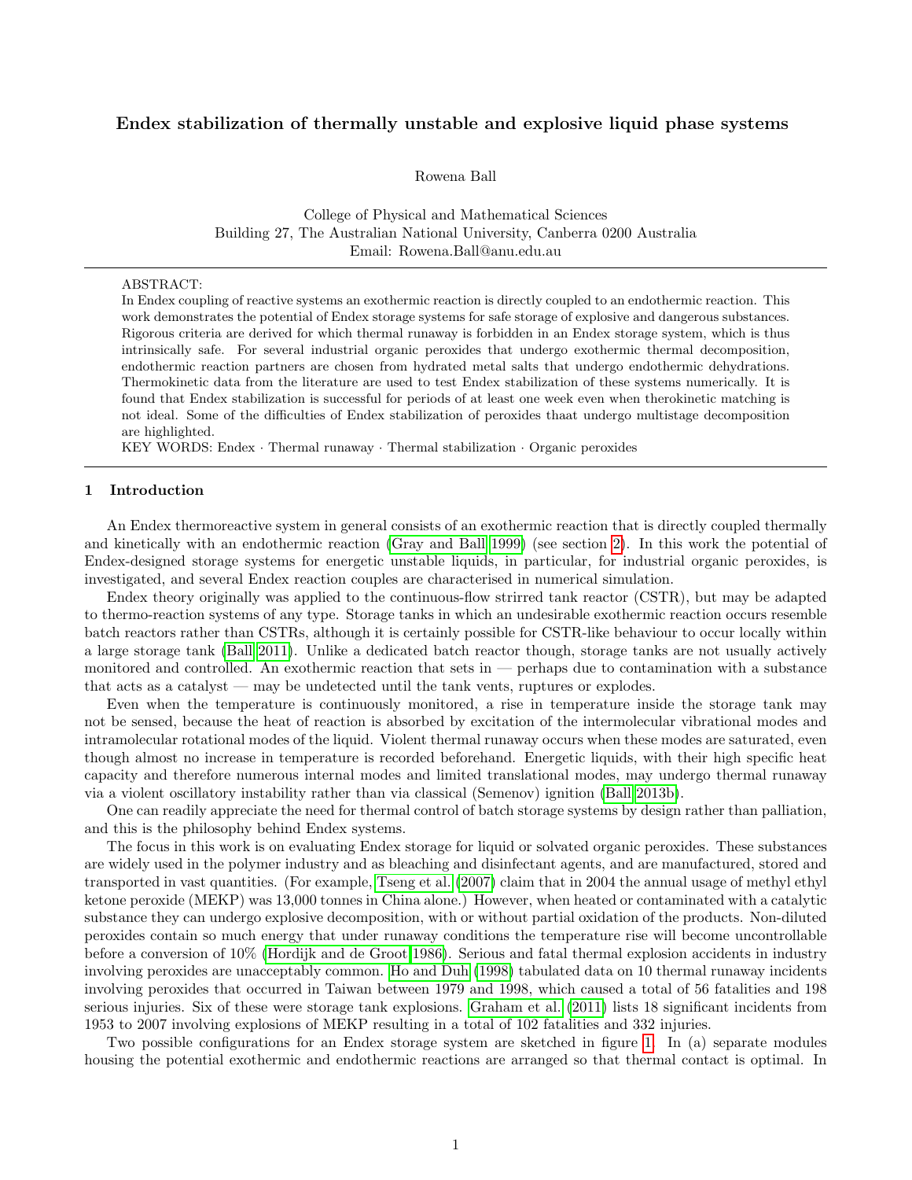# Endex stabilization of thermally unstable and explosive liquid phase systems

Rowena Ball

College of Physical and Mathematical Sciences
Building 27, The Australian National University, Canberra 0200 Australia
Email: Rowena.Ball@anu.edu.au

---

ABSTRACT:
In Endex coupling of reactive systems an exothermic reaction is directly coupled to an endothermic reaction. This work demonstrates the potential of Endex storage systems for safe storage of explosive and dangerous substances. Rigorous criteria are derived for which thermal runaway is forbidden in an Endex storage system, which is thus intrinsically safe. For several industrial organic peroxides that undergo exothermic thermal decomposition, endothermic reaction partners are chosen from hydrated metal salts that undergo endothermic dehydrations. Thermokinetic data from the literature are used to test Endex stabilization of these systems numerically. It is found that Endex stabilization is successful for periods of at least one week even when therokinetic matching is not ideal. Some of the difficulties of Endex stabilization of peroxides thaat undergo multistage decomposition are highlighted.
KEY WORDS: Endex · Thermal runaway · Thermal stabilization · Organic peroxides

---

## 1 Introduction

An Endex thermoreactive system in general consists of an exothermic reaction that is directly coupled thermally and kinetically with an endothermic reaction (Gray and Ball 1999) (see section 2). In this work the potential of Endex-designed storage systems for energetic unstable liquids, in particular, for industrial organic peroxides, is investigated, and several Endex reaction couples are characterised in numerical simulation.

Endex theory originally was applied to the continuous-flow strirred tank reactor (CSTR), but may be adapted to thermo-reaction systems of any type. Storage tanks in which an undesirable exothermic reaction occurs resemble batch reactors rather than CSTRs, although it is certainly possible for CSTR-like behaviour to occur locally within a large storage tank (Ball 2011). Unlike a dedicated batch reactor though, storage tanks are not usually actively monitored and controlled. An exothermic reaction that sets in — perhaps due to contamination with a substance that acts as a catalyst — may be undetected until the tank vents, ruptures or explodes.

Even when the temperature is continuously monitored, a rise in temperature inside the storage tank may not be sensed, because the heat of reaction is absorbed by excitation of the intermolecular vibrational modes and intramolecular rotational modes of the liquid. Violent thermal runaway occurs when these modes are saturated, even though almost no increase in temperature is recorded beforehand. Energetic liquids, with their high specific heat capacity and therefore numerous internal modes and limited translational modes, may undergo thermal runaway via a violent oscillatory instability rather than via classical (Semenov) ignition (Ball 2013b).

One can readily appreciate the need for thermal control of batch storage systems by design rather than palliation, and this is the philosophy behind Endex systems.

The focus in this work is on evaluating Endex storage for liquid or solvated organic peroxides. These substances are widely used in the polymer industry and as bleaching and disinfectant agents, and are manufactured, stored and transported in vast quantities. (For example, Tseng et al. (2007) claim that in 2004 the annual usage of methyl ethyl ketone peroxide (MEKP) was 13,000 tonnes in China alone.) However, when heated or contaminated with a catalytic substance they can undergo explosive decomposition, with or without partial oxidation of the products. Non-diluted peroxides contain so much energy that under runaway conditions the temperature rise will become uncontrollable before a conversion of 10% (Hordijk and de Groot 1986). Serious and fatal thermal explosion accidents in industry involving peroxides are unacceptably common. Ho and Duh (1998) tabulated data on 10 thermal runaway incidents involving peroxides that occurred in Taiwan between 1979 and 1998, which caused a total of 56 fatalities and 198 serious injuries. Six of these were storage tank explosions. Graham et al. (2011) lists 18 significant incidents from 1953 to 2007 involving explosions of MEKP resulting in a total of 102 fatalities and 332 injuries.

Two possible configurations for an Endex storage system are sketched in figure 1. In (a) separate modules housing the potential exothermic and endothermic reactions are arranged so that thermal contact is optimal. In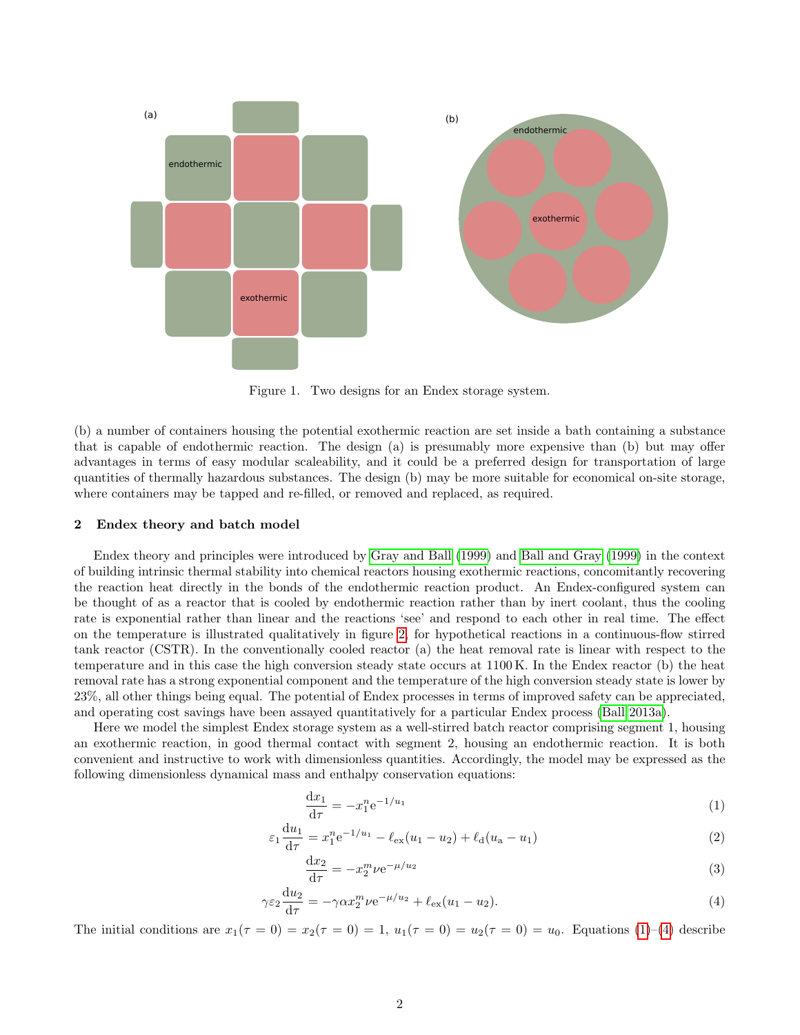Figure 1. Two designs for an Endex storage system.

(b) a number of containers housing the potential exothermic reaction are set inside a bath containing a substance that is capable of endothermic reaction. The design (a) is presumably more expensive than (b) but may offer advantages in terms of easy modular scaleability, and it could be a preferred design for transportation of large quantities of thermally hazardous substances. The design (b) may be more suitable for economical on-site storage, where containers may be tapped and re-filled, or removed and replaced, as required.

## 2 Endex theory and batch model

Endex theory and principles were introduced by Gray and Ball (1999) and Ball and Gray (1999) in the context of building intrinsic thermal stability into chemical reactors housing exothermic reactions, concomitantly recovering the reaction heat directly in the bonds of the endothermic reaction product. An Endex-configured system can be thought of as a reactor that is cooled by endothermic reaction rather than by inert coolant, thus the cooling rate is exponential rather than linear and the reactions 'see' and respond to each other in real time. The effect on the temperature is illustrated qualitatively in figure 2, for hypothetical reactions in a continuous-flow stirred tank reactor (CSTR). In the conventionally cooled reactor (a) the heat removal rate is linear with respect to the temperature and in this case the high conversion steady state occurs at 1100 K. In the Endex reactor (b) the heat removal rate has a strong exponential component and the temperature of the high conversion steady state is lower by 23%, all other things being equal. The potential of Endex processes in terms of improved safety can be appreciated, and operating cost savings have been assayed quantitatively for a particular Endex process (Ball 2013a).

Here we model the simplest Endex storage system as a well-stirred batch reactor comprising segment 1, housing an exothermic reaction, in good thermal contact with segment 2, housing an endothermic reaction. It is both convenient and instructive to work with dimensionless quantities. Accordingly, the model may be expressed as the following dimensionless dynamical mass and enthalpy conservation equations:

$$\frac{\mathrm{d}x_1}{\mathrm{d}\tau} = -x_1^n \mathrm{e}^{-1/u_1} \tag{1}$$

$$\varepsilon_1 \frac{\mathrm{d}u_1}{\mathrm{d}\tau} = x_1^n \mathrm{e}^{-1/u_1} - \ell_{\mathrm{ex}}(u_1 - u_2) + \ell_{\mathrm{d}}(u_{\mathrm{a}} - u_1) \tag{2}$$

$$\frac{\mathrm{d}x_2}{\mathrm{d}\tau} = -x_2^m \nu \mathrm{e}^{-\mu/u_2} \tag{3}$$

$$\gamma\varepsilon_2 \frac{\mathrm{d}u_2}{\mathrm{d}\tau} = -\gamma\alpha x_2^m \nu \mathrm{e}^{-\mu/u_2} + \ell_{\mathrm{ex}}(u_1 - u_2). \tag{4}$$

The initial conditions are $x_1(\tau = 0) = x_2(\tau = 0) = 1$, $u_1(\tau = 0) = u_2(\tau = 0) = u_0$. Equations (1)–(4) describe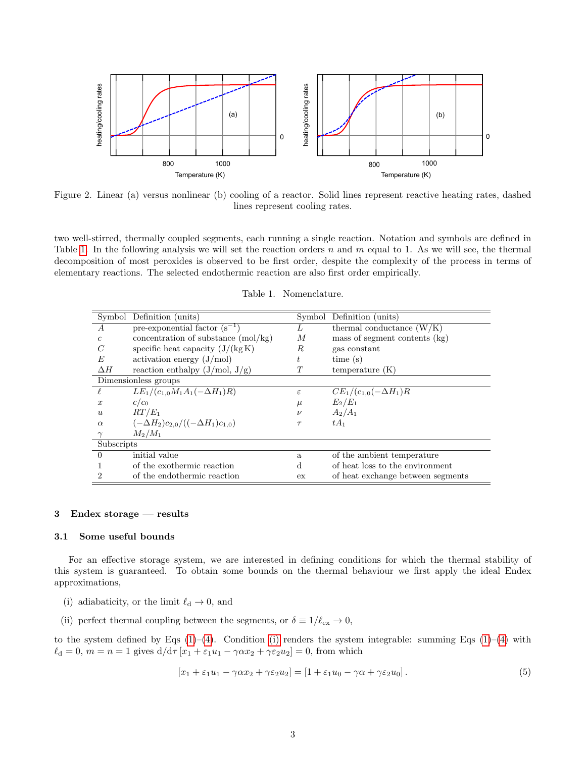Figure 2. Linear (a) versus nonlinear (b) cooling of a reactor. Solid lines represent reactive heating rates, dashed lines represent cooling rates.

two well-stirred, thermally coupled segments, each running a single reaction. Notation and symbols are defined in Table 1. In the following analysis we will set the reaction orders $n$ and $m$ equal to 1. As we will see, the thermal decomposition of most peroxides is observed to be first order, despite the complexity of the process in terms of elementary reactions. The selected endothermic reaction are also first order empirically.

Table 1. Nomenclature.

| Symbol | Definition (units) | Symbol | Definition (units) |
|---|---|---|---|
| $A$ | pre-exponential factor ($s^{-1}$) | $L$ | thermal conductance (W/K) |
| $c$ | concentration of substance (mol/kg) | $M$ | mass of segment contents (kg) |
| $C$ | specific heat capacity (J/(kg K) | $R$ | gas constant |
| $E$ | activation energy (J/mol) | $t$ | time (s) |
| $\Delta H$ | reaction enthalpy (J/mol, J/g) | $T$ | temperature (K) |
| Dimensionless groups | | | |
| $\ell$ | $LE_1/(c_{1,0}M_1A_1(-\Delta H_1)R)$ | $\varepsilon$ | $CE_1/(c_{1,0}(-\Delta H_1)R$ |
| $x$ | $c/c_0$ | $\mu$ | $E_2/E_1$ |
| $u$ | $RT/E_1$ | $\nu$ | $A_2/A_1$ |
| $\alpha$ | $(-\Delta H_2)c_{2,0}/((-\Delta H_1)c_{1,0})$ | $\tau$ | $tA_1$ |
| $\gamma$ | $M_2/M_1$ | | |
| Subscripts | | | |
| 0 | initial value | a | of the ambient temperature |
| 1 | of the exothermic reaction | d | of heat loss to the environment |
| 2 | of the endothermic reaction | ex | of heat exchange between segments |

## 3 Endex storage — results

### 3.1 Some useful bounds

For an effective storage system, we are interested in defining conditions for which the thermal stability of this system is guaranteed. To obtain some bounds on the thermal behaviour we first apply the ideal Endex approximations,

(i) adiabaticity, or the limit $\ell_\mathrm{d} \to 0$, and

(ii) perfect thermal coupling between the segments, or $\delta \equiv 1/\ell_\mathrm{ex} \to 0$,

to the system defined by Eqs (1)–(4). Condition (i) renders the system integrable: summing Eqs (1)–(4) with $\ell_\mathrm{d} = 0$, $m = n = 1$ gives $\mathrm{d}/\mathrm{d}\tau\,[x_1 + \varepsilon_1 u_1 - \gamma\alpha x_2 + \gamma\varepsilon_2 u_2] = 0$, from which

$$[x_1 + \varepsilon_1 u_1 - \gamma\alpha x_2 + \gamma\varepsilon_2 u_2] = [1 + \varepsilon_1 u_0 - \gamma\alpha + \gamma\varepsilon_2 u_0]\,. \tag{5}$$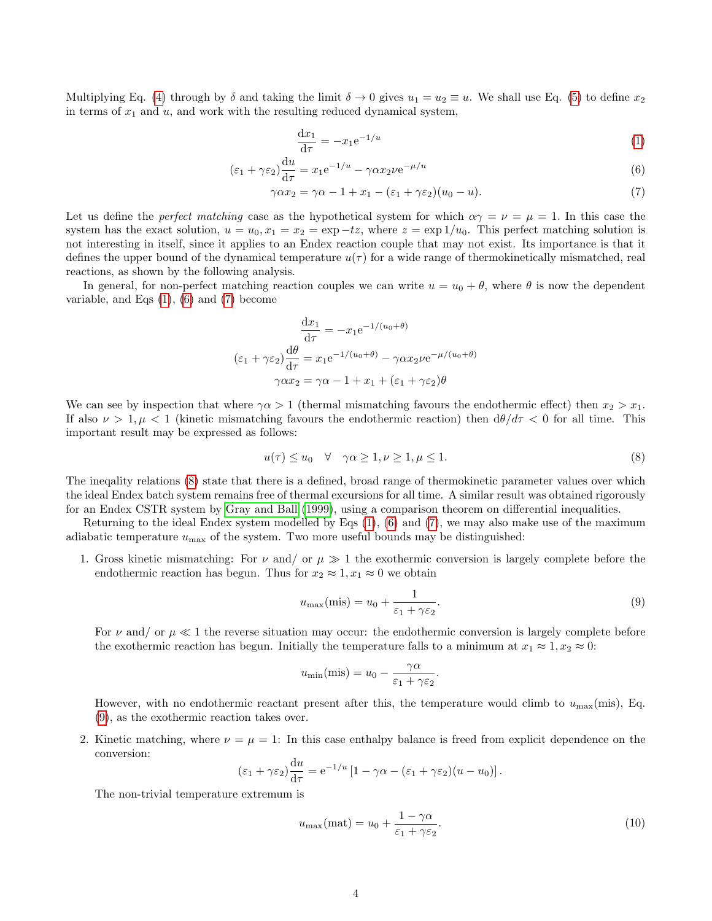Multiplying Eq. (4) through by $\delta$ and taking the limit $\delta \to 0$ gives $u_1 = u_2 \equiv u$. We shall use Eq. (5) to define $x_2$ in terms of $x_1$ and $u$, and work with the resulting reduced dynamical system,

$$\frac{\mathrm{d}x_1}{\mathrm{d}\tau} = -x_1 \mathrm{e}^{-1/u} \tag{1}$$

$$(\varepsilon_1 + \gamma\varepsilon_2)\frac{\mathrm{d}u}{\mathrm{d}\tau} = x_1 \mathrm{e}^{-1/u} - \gamma\alpha x_2 \nu \mathrm{e}^{-\mu/u} \tag{6}$$

$$\gamma\alpha x_2 = \gamma\alpha - 1 + x_1 - (\varepsilon_1 + \gamma\varepsilon_2)(u_0 - u). \tag{7}$$

Let us define the *perfect matching* case as the hypothetical system for which $\alpha\gamma = \nu = \mu = 1$. In this case the system has the exact solution, $u = u_0, x_1 = x_2 = \exp -tz$, where $z = \exp 1/u_0$. This perfect matching solution is not interesting in itself, since it applies to an Endex reaction couple that may not exist. Its importance is that it defines the upper bound of the dynamical temperature $u(\tau)$ for a wide range of thermokinetically mismatched, real reactions, as shown by the following analysis.

In general, for non-perfect matching reaction couples we can write $u = u_0 + \theta$, where $\theta$ is now the dependent variable, and Eqs (1), (6) and (7) become

$$\frac{\mathrm{d}x_1}{\mathrm{d}\tau} = -x_1 \mathrm{e}^{-1/(u_0+\theta)}$$

$$(\varepsilon_1 + \gamma\varepsilon_2)\frac{\mathrm{d}\theta}{\mathrm{d}\tau} = x_1 \mathrm{e}^{-1/(u_0+\theta)} - \gamma\alpha x_2 \nu \mathrm{e}^{-\mu/(u_0+\theta)}$$

$$\gamma\alpha x_2 = \gamma\alpha - 1 + x_1 + (\varepsilon_1 + \gamma\varepsilon_2)\theta$$

We can see by inspection that where $\gamma\alpha > 1$ (thermal mismatching favours the endothermic effect) then $x_2 > x_1$. If also $\nu > 1, \mu < 1$ (kinetic mismatching favours the endothermic reaction) then $\mathrm{d}\theta/d\tau < 0$ for all time. This important result may be expressed as follows:

$$u(\tau) \leq u_0 \quad \forall \quad \gamma\alpha \geq 1, \nu \geq 1, \mu \leq 1. \tag{8}$$

The ineqality relations (8) state that there is a defined, broad range of thermokinetic parameter values over which the ideal Endex batch system remains free of thermal excursions for all time. A similar result was obtained rigorously for an Endex CSTR system by Gray and Ball (1999), using a comparison theorem on differential inequalities.

Returning to the ideal Endex system modelled by Eqs (1), (6) and (7), we may also make use of the maximum adiabatic temperature $u_{\max}$ of the system. Two more useful bounds may be distinguished:

1. Gross kinetic mismatching: For $\nu$ and/ or $\mu \gg 1$ the exothermic conversion is largely complete before the endothermic reaction has begun. Thus for $x_2 \approx 1, x_1 \approx 0$ we obtain

   $$u_{\max}(\mathrm{mis}) = u_0 + \frac{1}{\varepsilon_1 + \gamma\varepsilon_2}. \tag{9}$$

   For $\nu$ and/ or $\mu \ll 1$ the reverse situation may occur: the endothermic conversion is largely complete before the exothermic reaction has begun. Initially the temperature falls to a minimum at $x_1 \approx 1, x_2 \approx 0$:

   $$u_{\min}(\mathrm{mis}) = u_0 - \frac{\gamma\alpha}{\varepsilon_1 + \gamma\varepsilon_2}.$$

   However, with no endothermic reactant present after this, the temperature would climb to $u_{\max}(\mathrm{mis})$, Eq. (9), as the exothermic reaction takes over.

2. Kinetic matching, where $\nu = \mu = 1$: In this case enthalpy balance is freed from explicit dependence on the conversion:

   $$(\varepsilon_1 + \gamma\varepsilon_2)\frac{\mathrm{d}u}{\mathrm{d}\tau} = \mathrm{e}^{-1/u}\left[1 - \gamma\alpha - (\varepsilon_1 + \gamma\varepsilon_2)(u - u_0)\right].$$

   The non-trivial temperature extremum is

   $$u_{\max}(\mathrm{mat}) = u_0 + \frac{1 - \gamma\alpha}{\varepsilon_1 + \gamma\varepsilon_2}. \tag{10}$$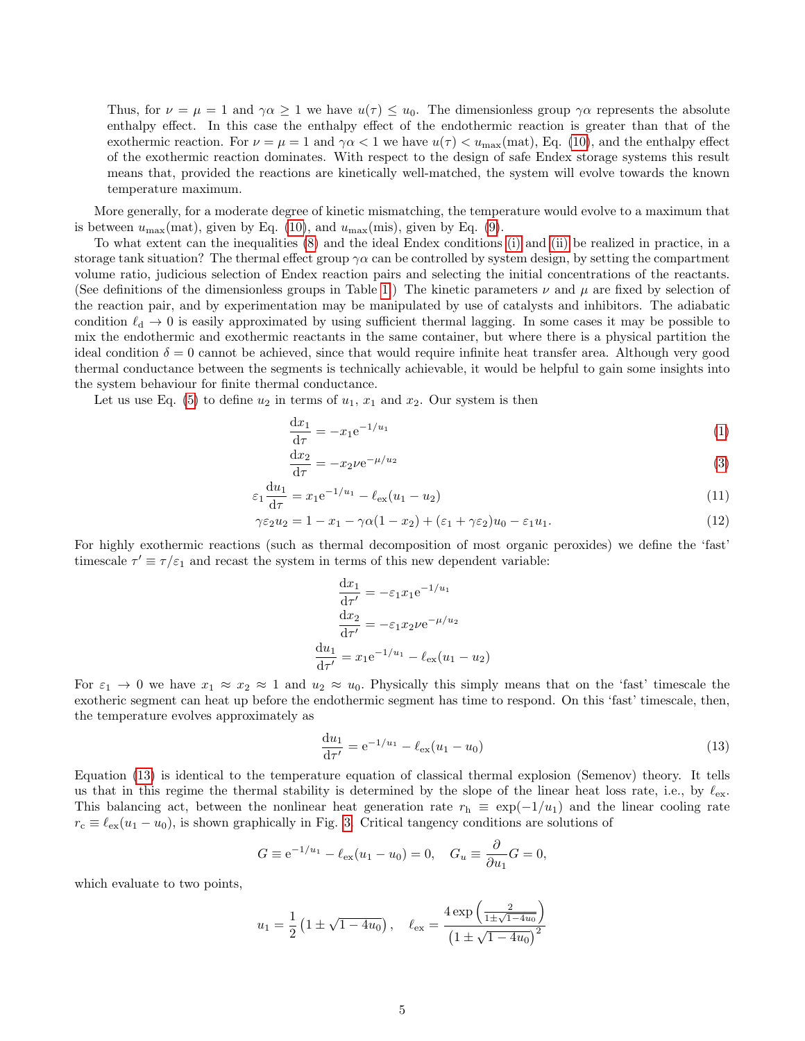Thus, for $\nu = \mu = 1$ and $\gamma\alpha \geq 1$ we have $u(\tau) \leq u_0$. The dimensionless group $\gamma\alpha$ represents the absolute enthalpy effect. In this case the enthalpy effect of the endothermic reaction is greater than that of the exothermic reaction. For $\nu = \mu = 1$ and $\gamma\alpha < 1$ we have $u(\tau) < u_{\max}(\text{mat})$, Eq. (10), and the enthalpy effect of the exothermic reaction dominates. With respect to the design of safe Endex storage systems this result means that, provided the reactions are kinetically well-matched, the system will evolve towards the known temperature maximum.

More generally, for a moderate degree of kinetic mismatching, the temperature would evolve to a maximum that is between $u_{\max}(\text{mat})$, given by Eq. (10), and $u_{\max}(\text{mis})$, given by Eq. (9).

To what extent can the inequalities (8) and the ideal Endex conditions (i) and (ii) be realized in practice, in a storage tank situation? The thermal effect group $\gamma\alpha$ can be controlled by system design, by setting the compartment volume ratio, judicious selection of Endex reaction pairs and selecting the initial concentrations of the reactants. (See definitions of the dimensionless groups in Table 1.) The kinetic parameters $\nu$ and $\mu$ are fixed by selection of the reaction pair, and by experimentation may be manipulated by use of catalysts and inhibitors. The adiabatic condition $\ell_{\text{d}} \to 0$ is easily approximated by using sufficient thermal lagging. In some cases it may be possible to mix the endothermic and exothermic reactants in the same container, but where there is a physical partition the ideal condition $\delta = 0$ cannot be achieved, since that would require infinite heat transfer area. Although very good thermal conductance between the segments is technically achievable, it would be helpful to gain some insights into the system behaviour for finite thermal conductance.

Let us use Eq. (5) to define $u_2$ in terms of $u_1$, $x_1$ and $x_2$. Our system is then

$$\frac{\mathrm{d}x_1}{\mathrm{d}\tau} = -x_1 \mathrm{e}^{-1/u_1} \tag{1}$$

$$\frac{\mathrm{d}x_2}{\mathrm{d}\tau} = -x_2 \nu \mathrm{e}^{-\mu/u_2} \tag{3}$$

$$\varepsilon_1 \frac{\mathrm{d}u_1}{\mathrm{d}\tau} = x_1 \mathrm{e}^{-1/u_1} - \ell_{\text{ex}}(u_1 - u_2) \tag{11}$$

$$\gamma\varepsilon_2 u_2 = 1 - x_1 - \gamma\alpha(1 - x_2) + (\varepsilon_1 + \gamma\varepsilon_2)u_0 - \varepsilon_1 u_1. \tag{12}$$

For highly exothermic reactions (such as thermal decomposition of most organic peroxides) we define the 'fast' timescale $\tau' \equiv \tau/\varepsilon_1$ and recast the system in terms of this new dependent variable:

$$\frac{\mathrm{d}x_1}{\mathrm{d}\tau'} = -\varepsilon_1 x_1 \mathrm{e}^{-1/u_1}$$

$$\frac{\mathrm{d}x_2}{\mathrm{d}\tau'} = -\varepsilon_1 x_2 \nu \mathrm{e}^{-\mu/u_2}$$

$$\frac{\mathrm{d}u_1}{\mathrm{d}\tau'} = x_1 \mathrm{e}^{-1/u_1} - \ell_{\text{ex}}(u_1 - u_2)$$

For $\varepsilon_1 \to 0$ we have $x_1 \approx x_2 \approx 1$ and $u_2 \approx u_0$. Physically this simply means that on the 'fast' timescale the exotheric segment can heat up before the endothermic segment has time to respond. On this 'fast' timescale, then, the temperature evolves approximately as

$$\frac{\mathrm{d}u_1}{\mathrm{d}\tau'} = \mathrm{e}^{-1/u_1} - \ell_{\text{ex}}(u_1 - u_0) \tag{13}$$

Equation (13) is identical to the temperature equation of classical thermal explosion (Semenov) theory. It tells us that in this regime the thermal stability is determined by the slope of the linear heat loss rate, i.e., by $\ell_{\text{ex}}$. This balancing act, between the nonlinear heat generation rate $r_{\text{h}} \equiv \exp(-1/u_1)$ and the linear cooling rate $r_{\text{c}} \equiv \ell_{\text{ex}}(u_1 - u_0)$, is shown graphically in Fig. 3. Critical tangency conditions are solutions of

$$G \equiv \mathrm{e}^{-1/u_1} - \ell_{\text{ex}}(u_1 - u_0) = 0, \quad G_u \equiv \frac{\partial}{\partial u_1} G = 0,$$

which evaluate to two points,

$$u_1 = \frac{1}{2}\left(1 \pm \sqrt{1 - 4u_0}\right), \quad \ell_{\text{ex}} = \frac{4\exp\left(\frac{2}{1 \pm \sqrt{1-4u_0}}\right)}{\left(1 \pm \sqrt{1 - 4u_0}\right)^2}$$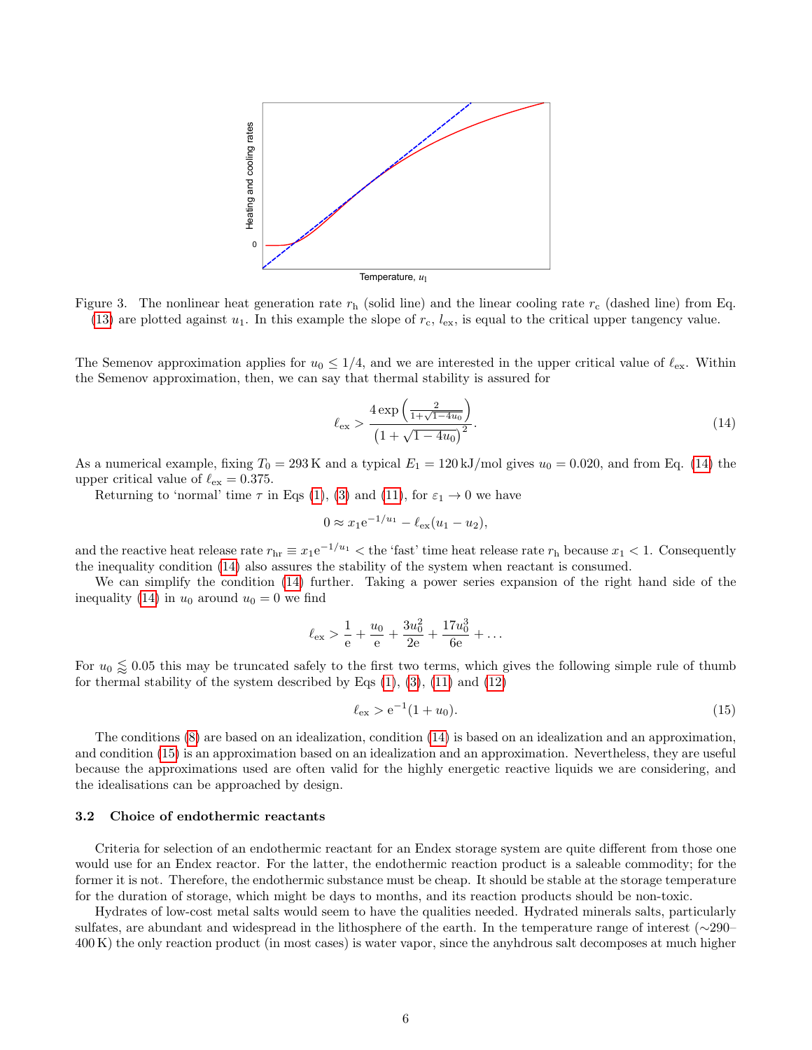Figure 3. The nonlinear heat generation rate $r_h$ (solid line) and the linear cooling rate $r_c$ (dashed line) from Eq. (13) are plotted against $u_1$. In this example the slope of $r_c$, $\ell_{ex}$, is equal to the critical upper tangency value.

The Semenov approximation applies for $u_0 \leq 1/4$, and we are interested in the upper critical value of $\ell_{ex}$. Within the Semenov approximation, then, we can say that thermal stability is assured for

$$\ell_{ex} > \frac{4\exp\left(\frac{2}{1+\sqrt{1-4u_0}}\right)}{\left(1+\sqrt{1-4u_0}\right)^2}. \tag{14}$$

As a numerical example, fixing $T_0 = 293\,\text{K}$ and a typical $E_1 = 120\,\text{kJ/mol}$ gives $u_0 = 0.020$, and from Eq. (14) the upper critical value of $\ell_{ex} = 0.375$.

Returning to 'normal' time $\tau$ in Eqs (1), (3) and (11), for $\varepsilon_1 \to 0$ we have

$$0 \approx x_1 e^{-1/u_1} - \ell_{ex}(u_1 - u_2),$$

and the reactive heat release rate $r_{hr} \equiv x_1 e^{-1/u_1} <$ the 'fast' time heat release rate $r_h$ because $x_1 < 1$. Consequently the inequality condition (14) also assures the stability of the system when reactant is consumed.

We can simplify the condition (14) further. Taking a power series expansion of the right hand side of the inequality (14) in $u_0$ around $u_0 = 0$ we find

$$\ell_{ex} > \frac{1}{e} + \frac{u_0}{e} + \frac{3u_0^2}{2e} + \frac{17u_0^3}{6e} + \ldots$$

For $u_0 \lessapprox 0.05$ this may be truncated safely to the first two terms, which gives the following simple rule of thumb for thermal stability of the system described by Eqs (1), (3), (11) and (12)

$$\ell_{ex} > e^{-1}(1 + u_0). \tag{15}$$

The conditions (8) are based on an idealization, condition (14) is based on an idealization and an approximation, and condition (15) is an approximation based on an idealization and an approximation. Nevertheless, they are useful because the approximations used are often valid for the highly energetic reactive liquids we are considering, and the idealisations can be approached by design.

### 3.2 Choice of endothermic reactants

Criteria for selection of an endothermic reactant for an Endex storage system are quite different from those one would use for an Endex reactor. For the latter, the endothermic reaction product is a saleable commodity; for the former it is not. Therefore, the endothermic substance must be cheap. It should be stable at the storage temperature for the duration of storage, which might be days to months, and its reaction products should be non-toxic.

Hydrates of low-cost metal salts would seem to have the qualities needed. Hydrated minerals salts, particularly sulfates, are abundant and widespread in the lithosphere of the earth. In the temperature range of interest (∼290–400 K) the only reaction product (in most cases) is water vapor, since the anyhdrous salt decomposes at much higher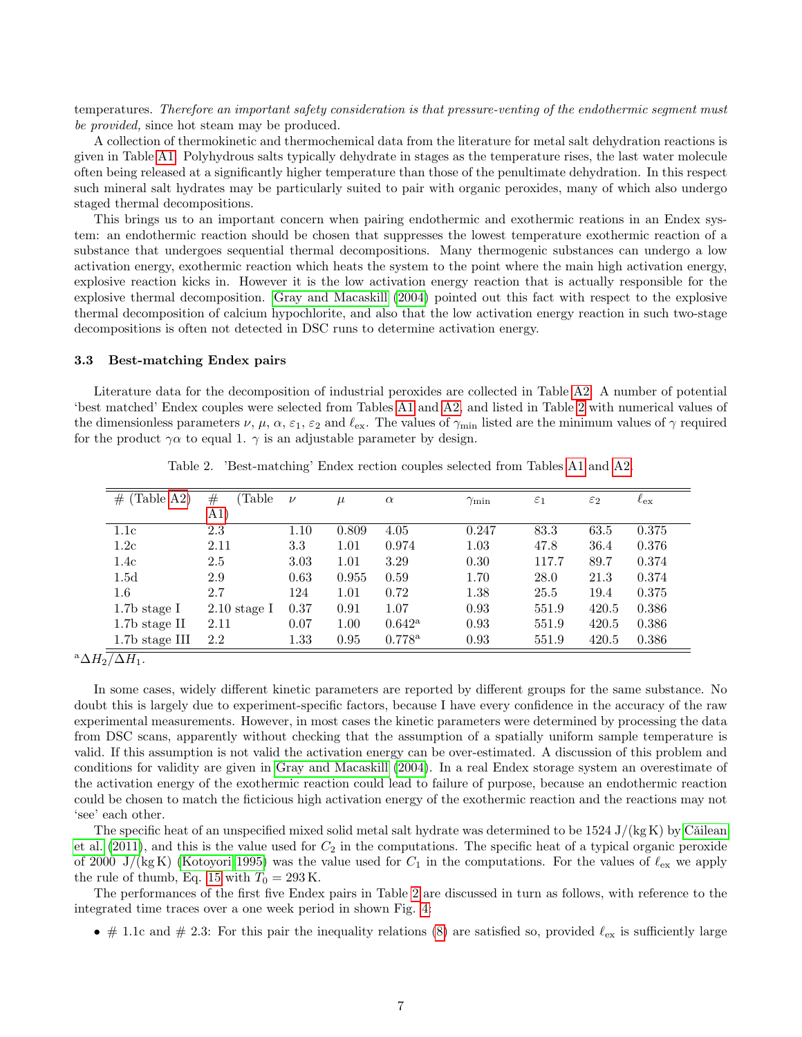temperatures. *Therefore an important safety consideration is that pressure-venting of the endothermic segment must be provided,* since hot steam may be produced.

A collection of thermokinetic and thermochemical data from the literature for metal salt dehydration reactions is given in Table A1. Polyhydrous salts typically dehydrate in stages as the temperature rises, the last water molecule often being released at a significantly higher temperature than those of the penultimate dehydration. In this respect such mineral salt hydrates may be particularly suited to pair with organic peroxides, many of which also undergo staged thermal decompositions.

This brings us to an important concern when pairing endothermic and exothermic reations in an Endex system: an endothermic reaction should be chosen that suppresses the lowest temperature exothermic reaction of a substance that undergoes sequential thermal decompositions. Many thermogenic substances can undergo a low activation energy, exothermic reaction which heats the system to the point where the main high activation energy, explosive reaction kicks in. However it is the low activation energy reaction that is actually responsible for the explosive thermal decomposition. Gray and Macaskill (2004) pointed out this fact with respect to the explosive thermal decomposition of calcium hypochlorite, and also that the low activation energy reaction in such two-stage decompositions is often not detected in DSC runs to determine activation energy.

### 3.3 Best-matching Endex pairs

Literature data for the decomposition of industrial peroxides are collected in Table A2. A number of potential 'best matched' Endex couples were selected from Tables A1 and A2, and listed in Table 2 with numerical values of the dimensionless parameters $\nu$, $\mu$, $\alpha$, $\varepsilon_1$, $\varepsilon_2$ and $\ell_{\rm ex}$. The values of $\gamma_{\rm min}$ listed are the minimum values of $\gamma$ required for the product $\gamma\alpha$ to equal 1. $\gamma$ is an adjustable parameter by design.

Table 2. 'Best-matching' Endex rection couples selected from Tables A1 and A2.

| # (Table A2) | # (Table A1) | $\nu$ | $\mu$ | $\alpha$ | $\gamma_{\rm min}$ | $\varepsilon_1$ | $\varepsilon_2$ | $\ell_{\rm ex}$ |
|---|---|---|---|---|---|---|---|---|
| 1.1c | 2.3 | 1.10 | 0.809 | 4.05 | 0.247 | 83.3 | 63.5 | 0.375 |
| 1.2c | 2.11 | 3.3 | 1.01 | 0.974 | 1.03 | 47.8 | 36.4 | 0.376 |
| 1.4c | 2.5 | 3.03 | 1.01 | 3.29 | 0.30 | 117.7 | 89.7 | 0.374 |
| 1.5d | 2.9 | 0.63 | 0.955 | 0.59 | 1.70 | 28.0 | 21.3 | 0.374 |
| 1.6 | 2.7 | 124 | 1.01 | 0.72 | 1.38 | 25.5 | 19.4 | 0.375 |
| 1.7b stage I | 2.10 stage I | 0.37 | 0.91 | 1.07 | 0.93 | 551.9 | 420.5 | 0.386 |
| 1.7b stage II | 2.11 | 0.07 | 1.00 | 0.642[a] | 0.93 | 551.9 | 420.5 | 0.386 |
| 1.7b stage III | 2.2 | 1.33 | 0.95 | 0.778[a] | 0.93 | 551.9 | 420.5 | 0.386 |

[a] $\Delta H_2/\Delta H_1$.

In some cases, widely different kinetic parameters are reported by different groups for the same substance. No doubt this is largely due to experiment-specific factors, because I have every confidence in the accuracy of the raw experimental measurements. However, in most cases the kinetic parameters were determined by processing the data from DSC scans, apparently without checking that the assumption of a spatially uniform sample temperature is valid. If this assumption is not valid the activation energy can be over-estimated. A discussion of this problem and conditions for validity are given in Gray and Macaskill (2004). In a real Endex storage system an overestimate of the activation energy of the exothermic reaction could lead to failure of purpose, because an endothermic reaction could be chosen to match the ficticious high activation energy of the exothermic reaction and the reactions may not 'see' each other.

The specific heat of an unspecified mixed solid metal salt hydrate was determined to be 1524 J/(kg K) by Căilean et al. (2011), and this is the value used for $C_2$ in the computations. The specific heat of a typical organic peroxide of 2000 J/(kg K) (Kotoyori 1995) was the value used for $C_1$ in the computations. For the values of $\ell_{\rm ex}$ we apply the rule of thumb, Eq. 15 with $T_0 = 293$ K.

The performances of the first five Endex pairs in Table 2 are discussed in turn as follows, with reference to the integrated time traces over a one week period in shown Fig. 4:

- # 1.1c and # 2.3: For this pair the inequality relations (8) are satisfied so, provided $\ell_{\rm ex}$ is sufficiently large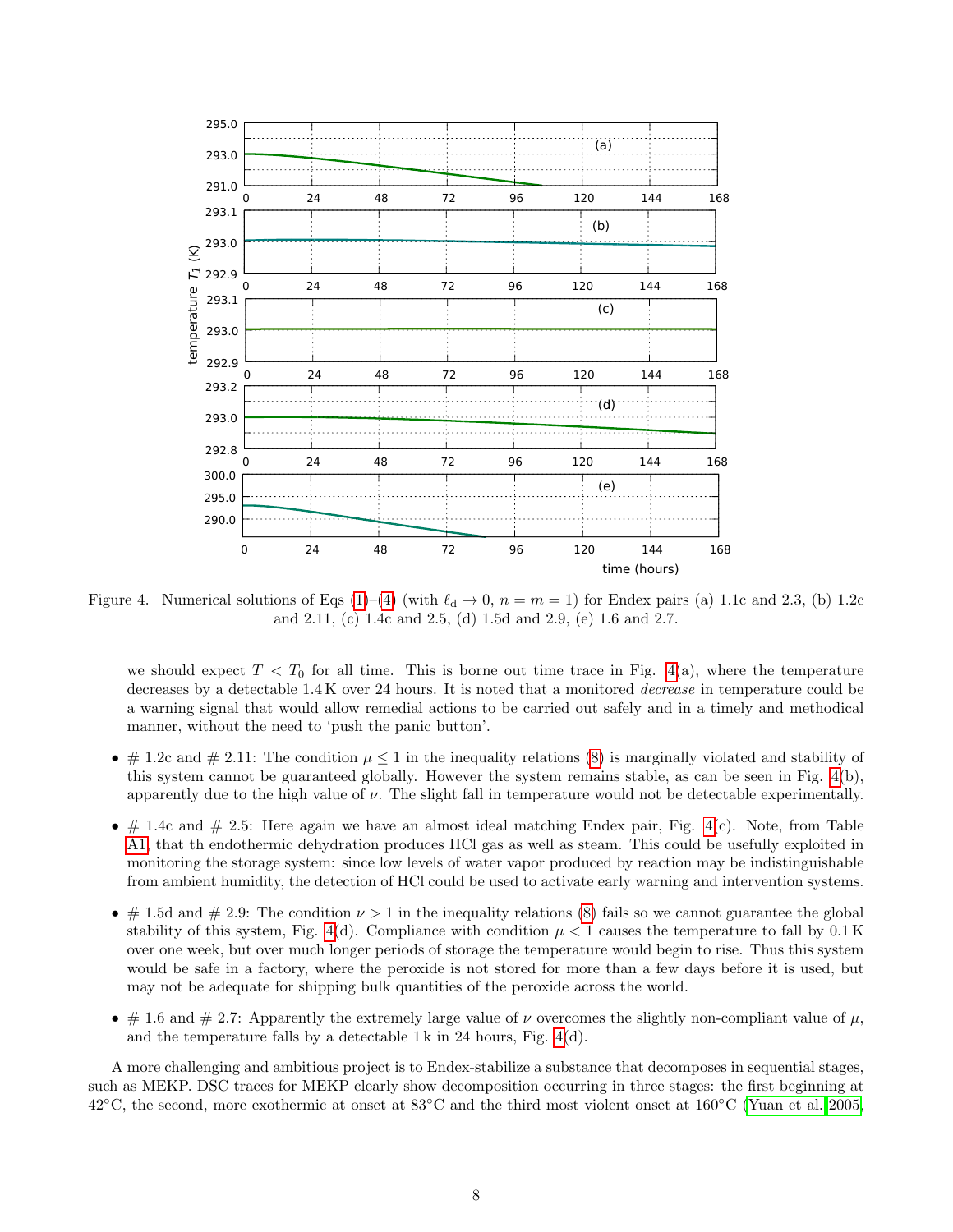Figure 4. Numerical solutions of Eqs (1)–(4) (with $\ell_\mathrm{d} \to 0$, $n = m = 1$) for Endex pairs (a) 1.1c and 2.3, (b) 1.2c and 2.11, (c) 1.4c and 2.5, (d) 1.5d and 2.9, (e) 1.6 and 2.7.

we should expect $T < T_0$ for all time. This is borne out time trace in Fig. 4(a), where the temperature decreases by a detectable 1.4 K over 24 hours. It is noted that a monitored *decrease* in temperature could be a warning signal that would allow remedial actions to be carried out safely and in a timely and methodical manner, without the need to 'push the panic button'.

- # 1.2c and # 2.11: The condition $\mu \leq 1$ in the inequality relations (8) is marginally violated and stability of this system cannot be guaranteed globally. However the system remains stable, as can be seen in Fig. 4(b), apparently due to the high value of $\nu$. The slight fall in temperature would not be detectable experimentally.
- # 1.4c and # 2.5: Here again we have an almost ideal matching Endex pair, Fig. 4(c). Note, from Table A1, that th endothermic dehydration produces HCl gas as well as steam. This could be usefully exploited in monitoring the storage system: since low levels of water vapor produced by reaction may be indistinguishable from ambient humidity, the detection of HCl could be used to activate early warning and intervention systems.
- # 1.5d and # 2.9: The condition $\nu > 1$ in the inequality relations (8) fails so we cannot guarantee the global stability of this system, Fig. 4(d). Compliance with condition $\mu < 1$ causes the temperature to fall by 0.1 K over one week, but over much longer periods of storage the temperature would begin to rise. Thus this system would be safe in a factory, where the peroxide is not stored for more than a few days before it is used, but may not be adequate for shipping bulk quantities of the peroxide across the world.
- # 1.6 and # 2.7: Apparently the extremely large value of $\nu$ overcomes the slightly non-compliant value of $\mu$, and the temperature falls by a detectable 1 k in 24 hours, Fig. 4(d).

A more challenging and ambitious project is to Endex-stabilize a substance that decomposes in sequential stages, such as MEKP. DSC traces for MEKP clearly show decomposition occurring in three stages: the first beginning at 42°C, the second, more exothermic at onset at 83°C and the third most violent onset at 160°C (Yuan et al. 2005;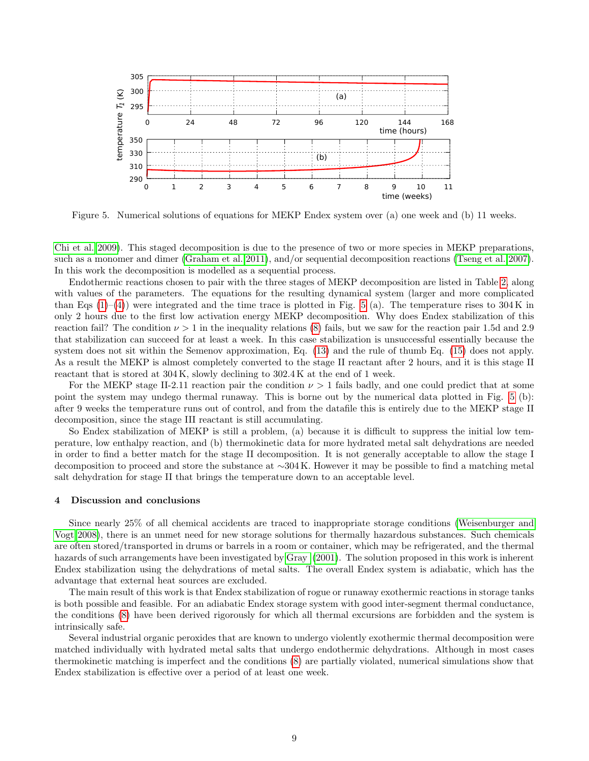Figure 5. Numerical solutions of equations for MEKP Endex system over (a) one week and (b) 11 weeks.

Chi et al. 2009). This staged decomposition is due to the presence of two or more species in MEKP preparations, such as a monomer and dimer (Graham et al. 2011), and/or sequential decomposition reactions (Tseng et al. 2007). In this work the decomposition is modelled as a sequential process.

Endothermic reactions chosen to pair with the three stages of MEKP decomposition are listed in Table 2, along with values of the parameters. The equations for the resulting dynamical system (larger and more complicated than Eqs (1)–(4)) were integrated and the time trace is plotted in Fig. 5 (a). The temperature rises to 304 K in only 2 hours due to the first low activation energy MEKP decomposition. Why does Endex stabilization of this reaction fail? The condition $\nu > 1$ in the inequality relations (8) fails, but we saw for the reaction pair 1.5d and 2.9 that stabilization can succeed for at least a week. In this case stabilization is unsuccessful essentially because the system does not sit within the Semenov approximation, Eq. (13) and the rule of thumb Eq. (15) does not apply. As a result the MEKP is almost completely converted to the stage II reactant after 2 hours, and it is this stage II reactant that is stored at 304 K, slowly declining to 302.4 K at the end of 1 week.

For the MEKP stage II-2.11 reaction pair the condition $\nu > 1$ fails badly, and one could predict that at some point the system may undego thermal runaway. This is borne out by the numerical data plotted in Fig. 5 (b): after 9 weeks the temperature runs out of control, and from the datafile this is entirely due to the MEKP stage II decomposition, since the stage III reactant is still accumulating.

So Endex stabilization of MEKP is still a problem, (a) because it is difficult to suppress the initial low temperature, low enthalpy reaction, and (b) thermokinetic data for more hydrated metal salt dehydrations are needed in order to find a better match for the stage II decomposition. It is not generally acceptable to allow the stage I decomposition to proceed and store the substance at $\sim$304 K. However it may be possible to find a matching metal salt dehydration for stage II that brings the temperature down to an acceptable level.

## 4 Discussion and conclusions

Since nearly 25% of all chemical accidents are traced to inappropriate storage conditions (Weisenburger and Vogt 2008), there is an unmet need for new storage solutions for thermally hazardous substances. Such chemicals are often stored/transported in drums or barrels in a room or container, which may be refrigerated, and the thermal hazards of such arrangements have been investigated by Gray (2001). The solution proposed in this work is inherent Endex stabilization using the dehydrations of metal salts. The overall Endex system is adiabatic, which has the advantage that external heat sources are excluded.

The main result of this work is that Endex stabilization of rogue or runaway exothermic reactions in storage tanks is both possible and feasible. For an adiabatic Endex storage system with good inter-segment thermal conductance, the conditions (8) have been derived rigorously for which all thermal excursions are forbidden and the system is intrinsically safe.

Several industrial organic peroxides that are known to undergo violently exothermic thermal decomposition were matched individually with hydrated metal salts that undergo endothermic dehydrations. Although in most cases thermokinetic matching is imperfect and the conditions (8) are partially violated, numerical simulations show that Endex stabilization is effective over a period of at least one week.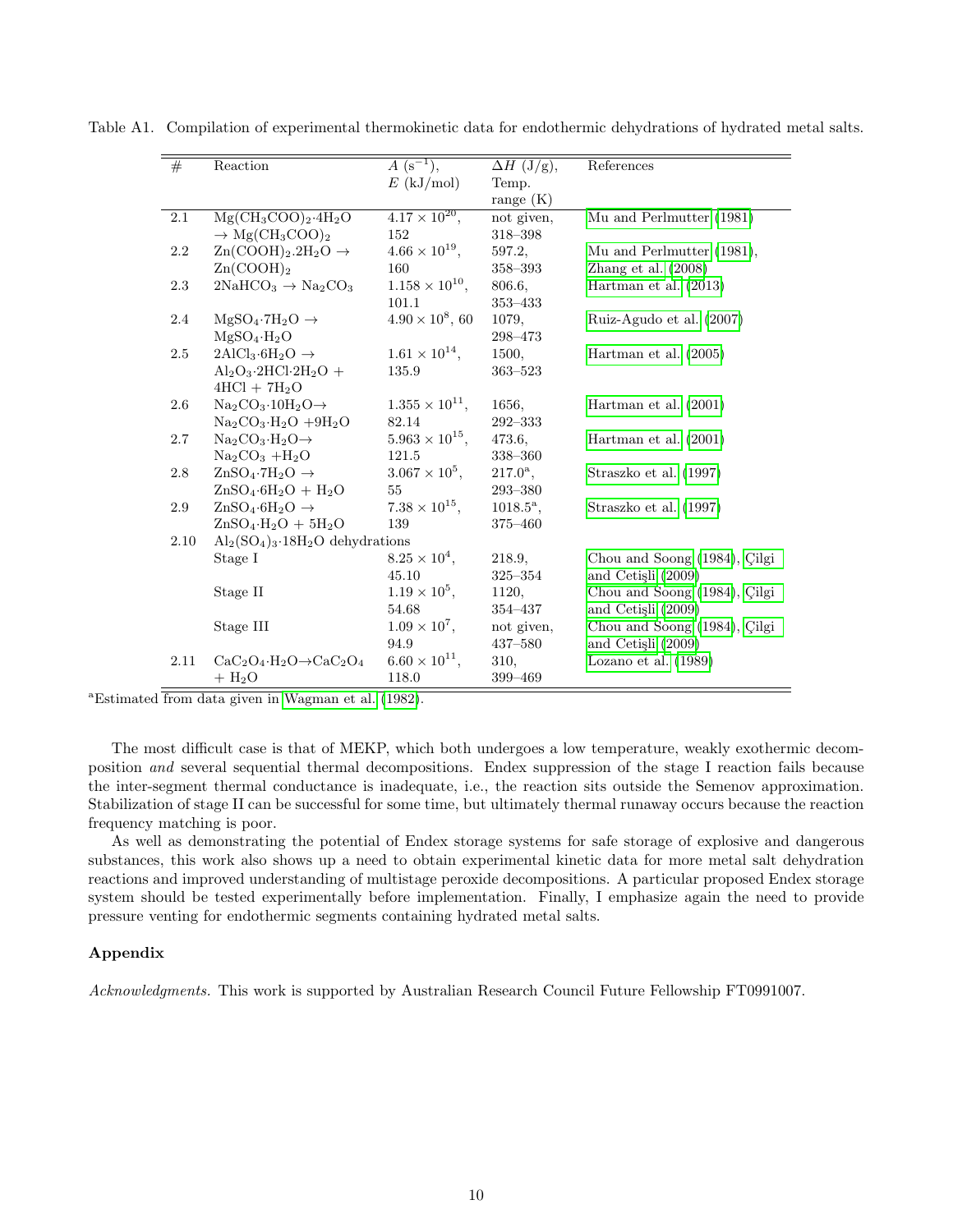Table A1. Compilation of experimental thermokinetic data for endothermic dehydrations of hydrated metal salts.

| # | Reaction | $A$ ($s^{-1}$), $E$ (kJ/mol) | $\Delta H$ (J/g), Temp. range (K) | References |
|---|---|---|---|---|
| 2.1 | $Mg(CH_3COO)_2{\cdot}4H_2O \rightarrow Mg(CH_3COO)_2$ | $4.17 \times 10^{20}$, 152 | not given, 318–398 | Mu and Perlmutter (1981) |
| 2.2 | $Zn(COOH)_2.2H_2O \rightarrow Zn(COOH)_2$ | $4.66 \times 10^{19}$, 160 | 597.2, 358–393 | Mu and Perlmutter (1981), Zhang et al. (2008) |
| 2.3 | $2NaHCO_3 \rightarrow Na_2CO_3$ | $1.158 \times 10^{10}$, 101.1 | 806.6, 353–433 | Hartman et al. (2013) |
| 2.4 | $MgSO_4{\cdot}7H_2O \rightarrow MgSO_4{\cdot}H_2O$ | $4.90 \times 10^{8}$, 60 | 1079, 298–473 | Ruiz-Agudo et al. (2007) |
| 2.5 | $2AlCl_3{\cdot}6H_2O \rightarrow Al_2O_3{\cdot}2HCl{\cdot}2H_2O + 4HCl + 7H_2O$ | $1.61 \times 10^{14}$, 135.9 | 1500, 363–523 | Hartman et al. (2005) |
| 2.6 | $Na_2CO_3{\cdot}10H_2O \rightarrow Na_2CO_3{\cdot}H_2O + 9H_2O$ | $1.355 \times 10^{11}$, 82.14 | 1656, 292–333 | Hartman et al. (2001) |
| 2.7 | $Na_2CO_3{\cdot}H_2O \rightarrow Na_2CO_3 + H_2O$ | $5.963 \times 10^{15}$, 121.5 | 473.6, 338–360 | Hartman et al. (2001) |
| 2.8 | $ZnSO_4{\cdot}7H_2O \rightarrow ZnSO_4{\cdot}6H_2O + H_2O$ | $3.067 \times 10^{5}$, 55 | 217.0[a], 293–380 | Straszko et al. (1997) |
| 2.9 | $ZnSO_4{\cdot}6H_2O \rightarrow ZnSO_4{\cdot}H_2O + 5H_2O$ | $7.38 \times 10^{15}$, 139 | 1018.5[a], 375–460 | Straszko et al. (1997) |
| 2.10 | $Al_2(SO_4)_3{\cdot}18H_2O$ dehydrations | | | |
| | Stage I | $8.25 \times 10^{4}$, 45.10 | 218.9, 325–354 | Chou and Soong (1984), Çilgi and Cetişli (2009) |
| | Stage II | $1.19 \times 10^{5}$, 54.68 | 1120, 354–437 | Chou and Soong (1984), Çilgi and Cetişli (2009) |
| | Stage III | $1.09 \times 10^{7}$, 94.9 | not given, 437–580 | Chou and Soong (1984), Çilgi and Cetişli (2009) |
| 2.11 | $CaC_2O_4{\cdot}H_2O \rightarrow CaC_2O_4 + H_2O$ | $6.60 \times 10^{11}$, 118.0 | 310, 399–469 | Lozano et al. (1989) |

[a]Estimated from data given in Wagman et al. (1982).

The most difficult case is that of MEKP, which both undergoes a low temperature, weakly exothermic decomposition *and* several sequential thermal decompositions. Endex suppression of the stage I reaction fails because the inter-segment thermal conductance is inadequate, i.e., the reaction sits outside the Semenov approximation. Stabilization of stage II can be successful for some time, but ultimately thermal runaway occurs because the reaction frequency matching is poor.

As well as demonstrating the potential of Endex storage systems for safe storage of explosive and dangerous substances, this work also shows up a need to obtain experimental kinetic data for more metal salt dehydration reactions and improved understanding of multistage peroxide decompositions. A particular proposed Endex storage system should be tested experimentally before implementation. Finally, I emphasize again the need to provide pressure venting for endothermic segments containing hydrated metal salts.

## Appendix

*Acknowledgments.* This work is supported by Australian Research Council Future Fellowship FT0991007.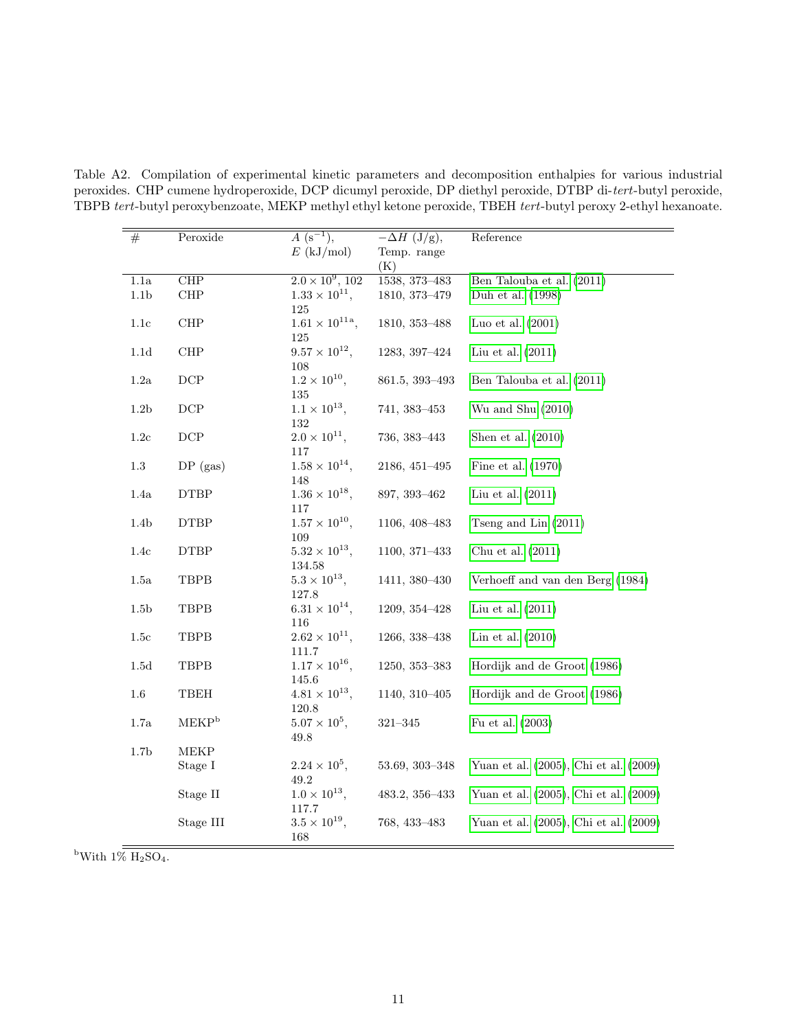Table A2. Compilation of experimental kinetic parameters and decomposition enthalpies for various industrial peroxides. CHP cumene hydroperoxide, DCP dicumyl peroxide, DP diethyl peroxide, DTBP di-*tert*-butyl peroxide, TBPB *tert*-butyl peroxybenzoate, MEKP methyl ethyl ketone peroxide, TBEH *tert*-butyl peroxy 2-ethyl hexanoate.

| # | Peroxide | $A$ ($s^{-1}$), $E$ (kJ/mol) | $-\Delta H$ (J/g), Temp. range (K) | Reference |
|---|---|---|---|---|
| 1.1a | CHP | $2.0 \times 10^{9}$, 102 | 1538, 373–483 | Ben Talouba et al. (2011) |
| 1.1b | CHP | $1.33 \times 10^{11}$, 125 | 1810, 373–479 | Duh et al. (1998) |
| 1.1c | CHP | $1.61 \times 10^{11\,a}$, 125 | 1810, 353–488 | Luo et al. (2001) |
| 1.1d | CHP | $9.57 \times 10^{12}$, 108 | 1283, 397–424 | Liu et al. (2011) |
| 1.2a | DCP | $1.2 \times 10^{10}$, 135 | 861.5, 393–493 | Ben Talouba et al. (2011) |
| 1.2b | DCP | $1.1 \times 10^{13}$, 132 | 741, 383–453 | Wu and Shu (2010) |
| 1.2c | DCP | $2.0 \times 10^{11}$, 117 | 736, 383–443 | Shen et al. (2010) |
| 1.3 | DP (gas) | $1.58 \times 10^{14}$, 148 | 2186, 451–495 | Fine et al. (1970) |
| 1.4a | DTBP | $1.36 \times 10^{18}$, 117 | 897, 393–462 | Liu et al. (2011) |
| 1.4b | DTBP | $1.57 \times 10^{10}$, 109 | 1106, 408–483 | Tseng and Lin (2011) |
| 1.4c | DTBP | $5.32 \times 10^{13}$, 134.58 | 1100, 371–433 | Chu et al. (2011) |
| 1.5a | TBPB | $5.3 \times 10^{13}$, 127.8 | 1411, 380–430 | Verhoeff and van den Berg (1984) |
| 1.5b | TBPB | $6.31 \times 10^{14}$, 116 | 1209, 354–428 | Liu et al. (2011) |
| 1.5c | TBPB | $2.62 \times 10^{11}$, 111.7 | 1266, 338–438 | Lin et al. (2010) |
| 1.5d | TBPB | $1.17 \times 10^{16}$, 145.6 | 1250, 353–383 | Hordijk and de Groot (1986) |
| 1.6 | TBEH | $4.81 \times 10^{13}$, 120.8 | 1140, 310–405 | Hordijk and de Groot (1986) |
| 1.7a | MEKP[b] | $5.07 \times 10^{5}$, 49.8 | 321–345 | Fu et al. (2003) |
| 1.7b | MEKP | | | |
| | Stage I | $2.24 \times 10^{5}$, 49.2 | 53.69, 303–348 | Yuan et al. (2005), Chi et al. (2009) |
| | Stage II | $1.0 \times 10^{13}$, 117.7 | 483.2, 356–433 | Yuan et al. (2005), Chi et al. (2009) |
| | Stage III | $3.5 \times 10^{19}$, 168 | 768, 433–483 | Yuan et al. (2005), Chi et al. (2009) |

[b]With 1% $H_2SO_4$.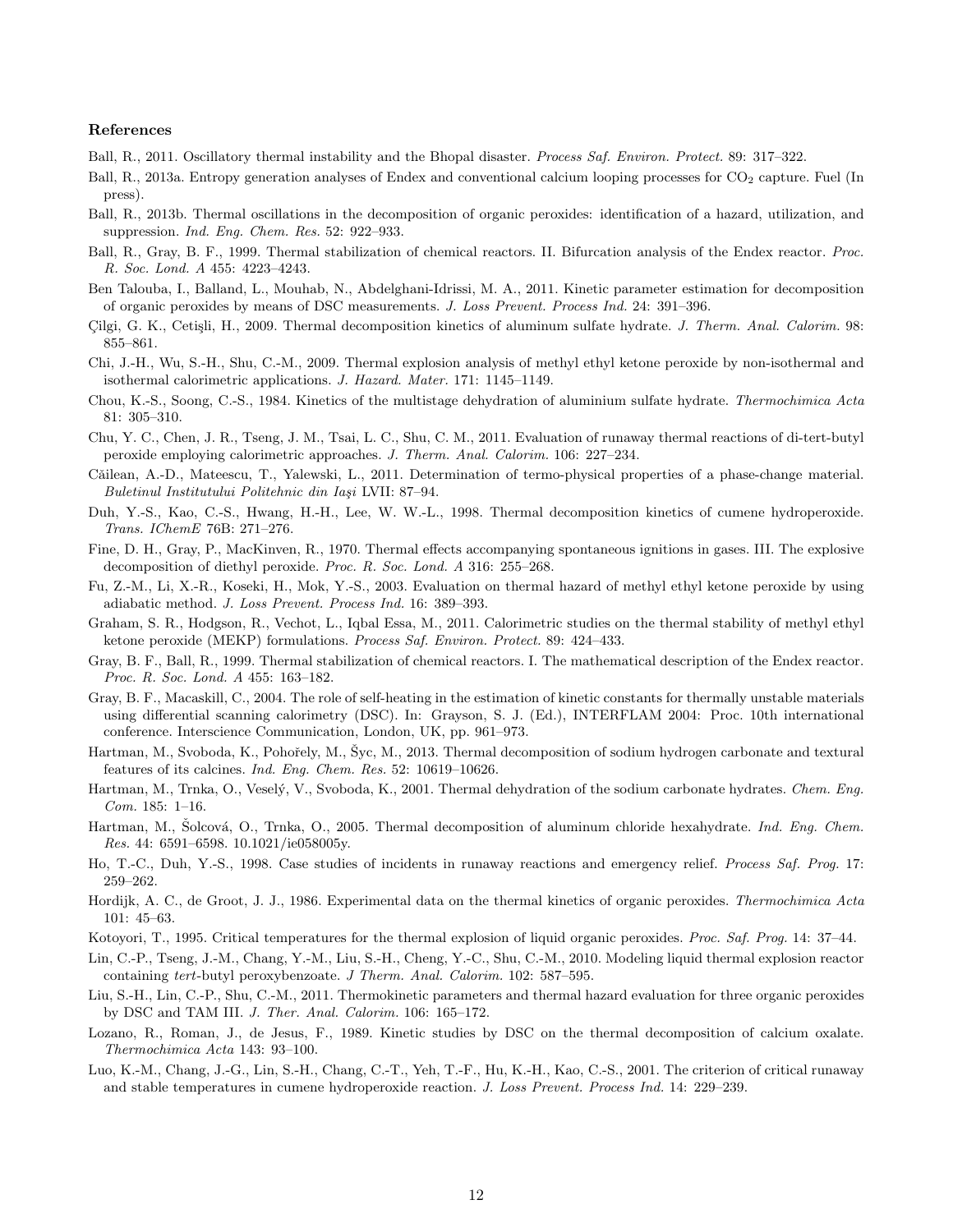### References

Ball, R., 2011. Oscillatory thermal instability and the Bhopal disaster. *Process Saf. Environ. Protect.* 89: 317–322.

Ball, R., 2013a. Entropy generation analyses of Endex and conventional calcium looping processes for $CO_2$ capture. Fuel (In press).

Ball, R., 2013b. Thermal oscillations in the decomposition of organic peroxides: identification of a hazard, utilization, and suppression. *Ind. Eng. Chem. Res.* 52: 922–933.

Ball, R., Gray, B. F., 1999. Thermal stabilization of chemical reactors. II. Bifurcation analysis of the Endex reactor. *Proc. R. Soc. Lond. A* 455: 4223–4243.

Ben Talouba, I., Balland, L., Mouhab, N., Abdelghani-Idrissi, M. A., 2011. Kinetic parameter estimation for decomposition of organic peroxides by means of DSC measurements. *J. Loss Prevent. Process Ind.* 24: 391–396.

Çilgi, G. K., Cetişli, H., 2009. Thermal decomposition kinetics of aluminum sulfate hydrate. *J. Therm. Anal. Calorim.* 98: 855–861.

Chi, J.-H., Wu, S.-H., Shu, C.-M., 2009. Thermal explosion analysis of methyl ethyl ketone peroxide by non-isothermal and isothermal calorimetric applications. *J. Hazard. Mater.* 171: 1145–1149.

Chou, K.-S., Soong, C.-S., 1984. Kinetics of the multistage dehydration of aluminium sulfate hydrate. *Thermochimica Acta* 81: 305–310.

Chu, Y. C., Chen, J. R., Tseng, J. M., Tsai, L. C., Shu, C. M., 2011. Evaluation of runaway thermal reactions of di-tert-butyl peroxide employing calorimetric approaches. *J. Therm. Anal. Calorim.* 106: 227–234.

Căilean, A.-D., Mateescu, T., Yalewski, L., 2011. Determination of termo-physical properties of a phase-change material. *Buletinul Institutului Politehnic din Iaşi* LVII: 87–94.

Duh, Y.-S., Kao, C.-S., Hwang, H.-H., Lee, W. W.-L., 1998. Thermal decomposition kinetics of cumene hydroperoxide. *Trans. IChemE* 76B: 271–276.

Fine, D. H., Gray, P., MacKinven, R., 1970. Thermal effects accompanying spontaneous ignitions in gases. III. The explosive decomposition of diethyl peroxide. *Proc. R. Soc. Lond. A* 316: 255–268.

Fu, Z.-M., Li, X.-R., Koseki, H., Mok, Y.-S., 2003. Evaluation on thermal hazard of methyl ethyl ketone peroxide by using adiabatic method. *J. Loss Prevent. Process Ind.* 16: 389–393.

Graham, S. R., Hodgson, R., Vechot, L., Iqbal Essa, M., 2011. Calorimetric studies on the thermal stability of methyl ethyl ketone peroxide (MEKP) formulations. *Process Saf. Environ. Protect.* 89: 424–433.

Gray, B. F., Ball, R., 1999. Thermal stabilization of chemical reactors. I. The mathematical description of the Endex reactor. *Proc. R. Soc. Lond. A* 455: 163–182.

Gray, B. F., Macaskill, C., 2004. The role of self-heating in the estimation of kinetic constants for thermally unstable materials using differential scanning calorimetry (DSC). In: Grayson, S. J. (Ed.), INTERFLAM 2004: Proc. 10th international conference. Interscience Communication, London, UK, pp. 961–973.

Hartman, M., Svoboda, K., Pohořely, M., Šyc, M., 2013. Thermal decomposition of sodium hydrogen carbonate and textural features of its calcines. *Ind. Eng. Chem. Res.* 52: 10619–10626.

Hartman, M., Trnka, O., Veselý, V., Svoboda, K., 2001. Thermal dehydration of the sodium carbonate hydrates. *Chem. Eng. Com.* 185: 1–16.

Hartman, M., Šolcová, O., Trnka, O., 2005. Thermal decomposition of aluminum chloride hexahydrate. *Ind. Eng. Chem. Res.* 44: 6591–6598. 10.1021/ie058005y.

Ho, T.-C., Duh, Y.-S., 1998. Case studies of incidents in runaway reactions and emergency relief. *Process Saf. Prog.* 17: 259–262.

Hordijk, A. C., de Groot, J. J., 1986. Experimental data on the thermal kinetics of organic peroxides. *Thermochimica Acta* 101: 45–63.

Kotoyori, T., 1995. Critical temperatures for the thermal explosion of liquid organic peroxides. *Proc. Saf. Prog.* 14: 37–44.

Lin, C.-P., Tseng, J.-M., Chang, Y.-M., Liu, S.-H., Cheng, Y.-C., Shu, C.-M., 2010. Modeling liquid thermal explosion reactor containing *tert*-butyl peroxybenzoate. *J Therm. Anal. Calorim.* 102: 587–595.

Liu, S.-H., Lin, C.-P., Shu, C.-M., 2011. Thermokinetic parameters and thermal hazard evaluation for three organic peroxides by DSC and TAM III. *J. Ther. Anal. Calorim.* 106: 165–172.

Lozano, R., Roman, J., de Jesus, F., 1989. Kinetic studies by DSC on the thermal decomposition of calcium oxalate. *Thermochimica Acta* 143: 93–100.

Luo, K.-M., Chang, J.-G., Lin, S.-H., Chang, C.-T., Yeh, T.-F., Hu, K.-H., Kao, C.-S., 2001. The criterion of critical runaway and stable temperatures in cumene hydroperoxide reaction. *J. Loss Prevent. Process Ind.* 14: 229–239.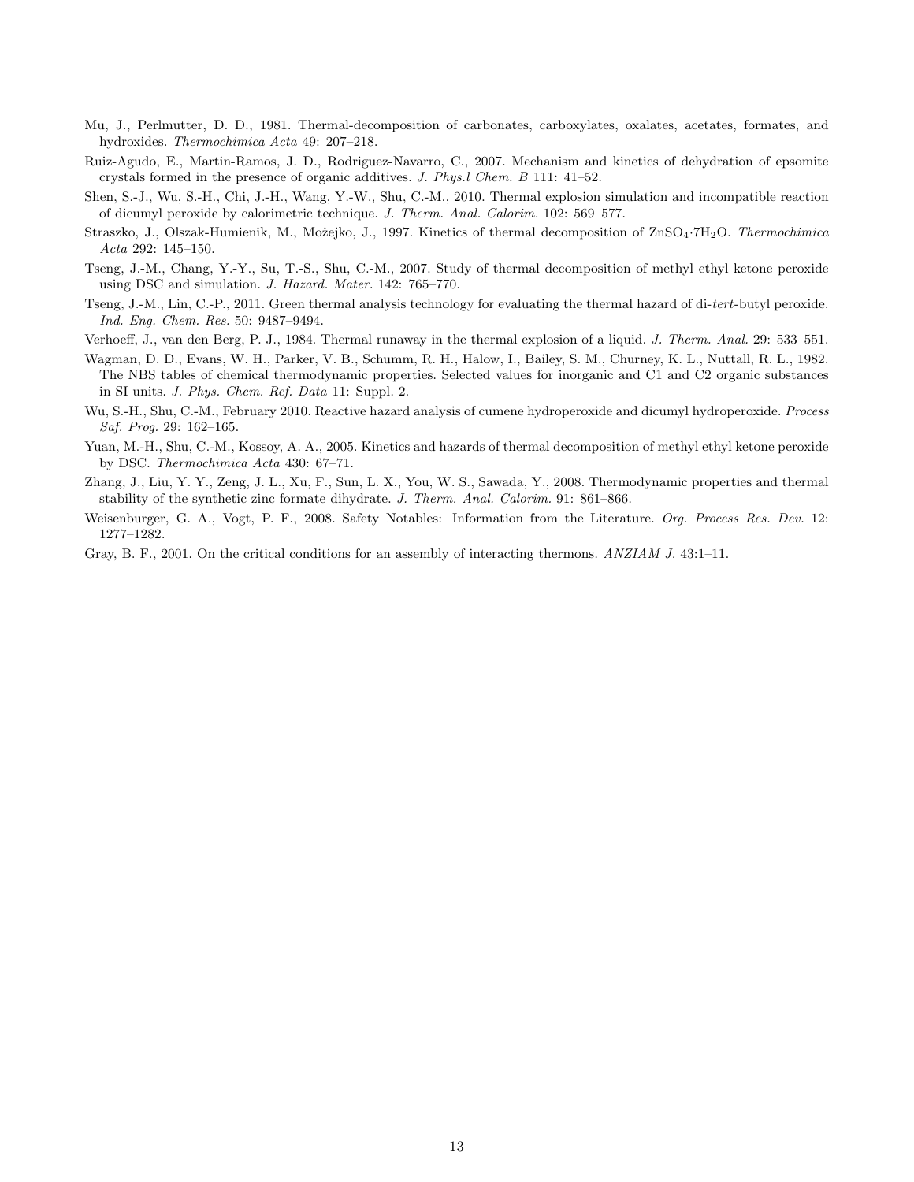Mu, J., Perlmutter, D. D., 1981. Thermal-decomposition of carbonates, carboxylates, oxalates, acetates, formates, and hydroxides. *Thermochimica Acta* 49: 207–218.

Ruiz-Agudo, E., Martin-Ramos, J. D., Rodriguez-Navarro, C., 2007. Mechanism and kinetics of dehydration of epsomite crystals formed in the presence of organic additives. *J. Phys.l Chem. B* 111: 41–52.

Shen, S.-J., Wu, S.-H., Chi, J.-H., Wang, Y.-W., Shu, C.-M., 2010. Thermal explosion simulation and incompatible reaction of dicumyl peroxide by calorimetric technique. *J. Therm. Anal. Calorim.* 102: 569–577.

Straszko, J., Olszak-Humienik, M., Możejko, J., 1997. Kinetics of thermal decomposition of $ZnSO_4{\cdot}7H_2O$. *Thermochimica Acta* 292: 145–150.

Tseng, J.-M., Chang, Y.-Y., Su, T.-S., Shu, C.-M., 2007. Study of thermal decomposition of methyl ethyl ketone peroxide using DSC and simulation. *J. Hazard. Mater.* 142: 765–770.

Tseng, J.-M., Lin, C.-P., 2011. Green thermal analysis technology for evaluating the thermal hazard of di-*tert*-butyl peroxide. *Ind. Eng. Chem. Res.* 50: 9487–9494.

Verhoeff, J., van den Berg, P. J., 1984. Thermal runaway in the thermal explosion of a liquid. *J. Therm. Anal.* 29: 533–551.

Wagman, D. D., Evans, W. H., Parker, V. B., Schumm, R. H., Halow, I., Bailey, S. M., Churney, K. L., Nuttall, R. L., 1982. The NBS tables of chemical thermodynamic properties. Selected values for inorganic and C1 and C2 organic substances in SI units. *J. Phys. Chem. Ref. Data* 11: Suppl. 2.

Wu, S.-H., Shu, C.-M., February 2010. Reactive hazard analysis of cumene hydroperoxide and dicumyl hydroperoxide. *Process Saf. Prog.* 29: 162–165.

Yuan, M.-H., Shu, C.-M., Kossoy, A. A., 2005. Kinetics and hazards of thermal decomposition of methyl ethyl ketone peroxide by DSC. *Thermochimica Acta* 430: 67–71.

Zhang, J., Liu, Y. Y., Zeng, J. L., Xu, F., Sun, L. X., You, W. S., Sawada, Y., 2008. Thermodynamic properties and thermal stability of the synthetic zinc formate dihydrate. *J. Therm. Anal. Calorim.* 91: 861–866.

Weisenburger, G. A., Vogt, P. F., 2008. Safety Notables: Information from the Literature. *Org. Process Res. Dev.* 12: 1277–1282.

Gray, B. F., 2001. On the critical conditions for an assembly of interacting thermons. *ANZIAM J.* 43:1–11.